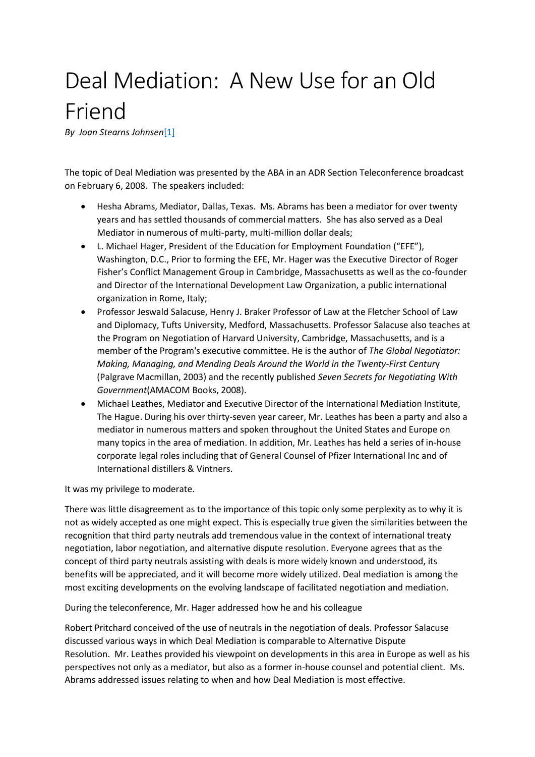# Deal Mediation: A New Use for an Old Friend

*By Joan Stearns Johnsen*[1]

The topic of Deal Mediation was presented by the ABA in an ADR Section Teleconference broadcast on February 6, 2008. The speakers included:

- Hesha Abrams, Mediator, Dallas, Texas. Ms. Abrams has been a mediator for over twenty years and has settled thousands of commercial matters. She has also served as a Deal Mediator in numerous of multi-party, multi-million dollar deals;
- L. Michael Hager, President of the Education for Employment Foundation ("EFE"), Washington, D.C., Prior to forming the EFE, Mr. Hager was the Executive Director of Roger Fisher's Conflict Management Group in Cambridge, Massachusetts as well as the co-founder and Director of the International Development Law Organization, a public international organization in Rome, Italy;
- Professor Jeswald Salacuse, Henry J. Braker Professor of Law at the Fletcher School of Law and Diplomacy, Tufts University, Medford, Massachusetts. Professor Salacuse also teaches at the Program on Negotiation of Harvard University, Cambridge, Massachusetts, and is a member of the Program's executive committee. He is the author of *The Global Negotiator: Making, Managing, and Mending Deals Around the World in the Twenty-First Century* (Palgrave Macmillan, 2003) and the recently published *Seven Secrets for Negotiating With Government*(AMACOM Books, 2008).
- Michael Leathes, Mediator and Executive Director of the International Mediation Institute, The Hague. During his over thirty-seven year career, Mr. Leathes has been a party and also a mediator in numerous matters and spoken throughout the United States and Europe on many topics in the area of mediation. In addition, Mr. Leathes has held a series of in-house corporate legal roles including that of General Counsel of Pfizer International Inc and of International distillers & Vintners.

It was my privilege to moderate.

There was little disagreement as to the importance of this topic only some perplexity as to why it is not as widely accepted as one might expect. This is especially true given the similarities between the recognition that third party neutrals add tremendous value in the context of international treaty negotiation, labor negotiation, and alternative dispute resolution. Everyone agrees that as the concept of third party neutrals assisting with deals is more widely known and understood, its benefits will be appreciated, and it will become more widely utilized. Deal mediation is among the most exciting developments on the evolving landscape of facilitated negotiation and mediation.

During the teleconference, Mr. Hager addressed how he and his colleague

Robert Pritchard conceived of the use of neutrals in the negotiation of deals. Professor Salacuse discussed various ways in which Deal Mediation is comparable to Alternative Dispute Resolution. Mr. Leathes provided his viewpoint on developments in this area in Europe as well as his perspectives not only as a mediator, but also as a former in-house counsel and potential client. Ms. Abrams addressed issues relating to when and how Deal Mediation is most effective.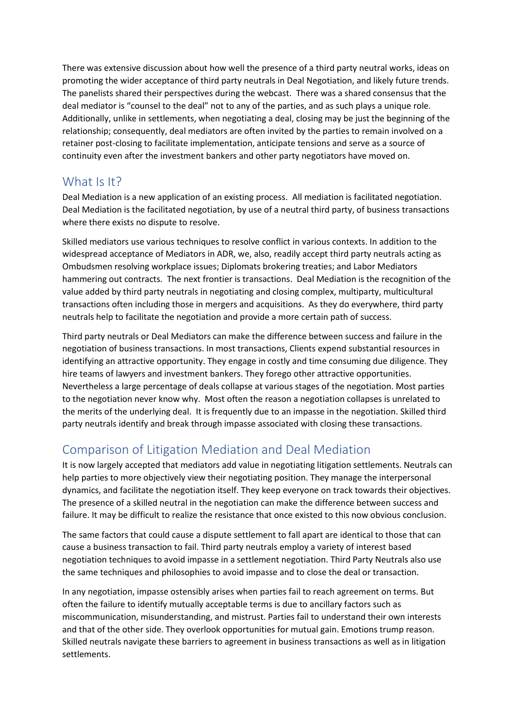There was extensive discussion about how well the presence of a third party neutral works, ideas on promoting the wider acceptance of third party neutrals in Deal Negotiation, and likely future trends. The panelists shared their perspectives during the webcast. There was a shared consensus that the deal mediator is "counsel to the deal" not to any of the parties, and as such plays a unique role. Additionally, unlike in settlements, when negotiating a deal, closing may be just the beginning of the relationship; consequently, deal mediators are often invited by the parties to remain involved on a retainer post-closing to facilitate implementation, anticipate tensions and serve as a source of continuity even after the investment bankers and other party negotiators have moved on.

## What Is It?

Deal Mediation is a new application of an existing process. All mediation is facilitated negotiation. Deal Mediation is the facilitated negotiation, by use of a neutral third party, of business transactions where there exists no dispute to resolve.

Skilled mediators use various techniques to resolve conflict in various contexts. In addition to the widespread acceptance of Mediators in ADR, we, also, readily accept third party neutrals acting as Ombudsmen resolving workplace issues; Diplomats brokering treaties; and Labor Mediators hammering out contracts. The next frontier is transactions. Deal Mediation is the recognition of the value added by third party neutrals in negotiating and closing complex, multiparty, multicultural transactions often including those in mergers and acquisitions. As they do everywhere, third party neutrals help to facilitate the negotiation and provide a more certain path of success.

Third party neutrals or Deal Mediators can make the difference between success and failure in the negotiation of business transactions. In most transactions, Clients expend substantial resources in identifying an attractive opportunity. They engage in costly and time consuming due diligence. They hire teams of lawyers and investment bankers. They forego other attractive opportunities. Nevertheless a large percentage of deals collapse at various stages of the negotiation. Most parties to the negotiation never know why. Most often the reason a negotiation collapses is unrelated to the merits of the underlying deal. It is frequently due to an impasse in the negotiation. Skilled third party neutrals identify and break through impasse associated with closing these transactions.

## Comparison of Litigation Mediation and Deal Mediation

It is now largely accepted that mediators add value in negotiating litigation settlements. Neutrals can help parties to more objectively view their negotiating position. They manage the interpersonal dynamics, and facilitate the negotiation itself. They keep everyone on track towards their objectives. The presence of a skilled neutral in the negotiation can make the difference between success and failure. It may be difficult to realize the resistance that once existed to this now obvious conclusion.

The same factors that could cause a dispute settlement to fall apart are identical to those that can cause a business transaction to fail. Third party neutrals employ a variety of interest based negotiation techniques to avoid impasse in a settlement negotiation. Third Party Neutrals also use the same techniques and philosophies to avoid impasse and to close the deal or transaction.

In any negotiation, impasse ostensibly arises when parties fail to reach agreement on terms. But often the failure to identify mutually acceptable terms is due to ancillary factors such as miscommunication, misunderstanding, and mistrust. Parties fail to understand their own interests and that of the other side. They overlook opportunities for mutual gain. Emotions trump reason. Skilled neutrals navigate these barriers to agreement in business transactions as well as in litigation settlements.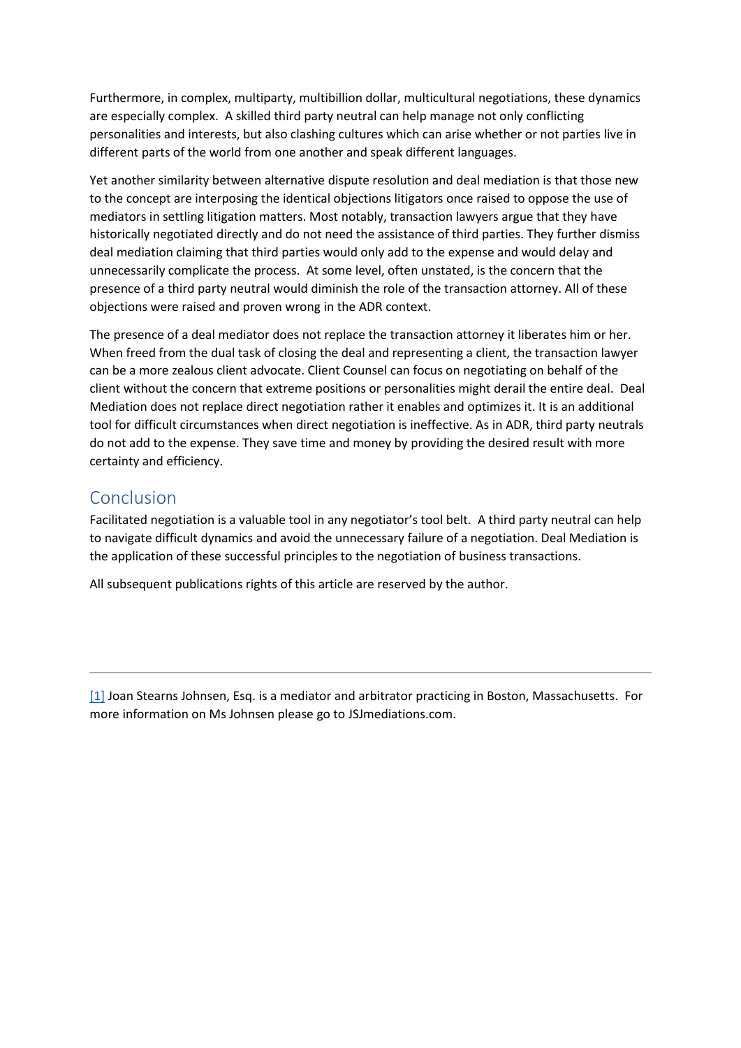Furthermore, in complex, multiparty, multibillion dollar, multicultural negotiations, these dynamics are especially complex. A skilled third party neutral can help manage not only conflicting personalities and interests, but also clashing cultures which can arise whether or not parties live in different parts of the world from one another and speak different languages.

Yet another similarity between alternative dispute resolution and deal mediation is that those new to the concept are interposing the identical objections litigators once raised to oppose the use of mediators in settling litigation matters. Most notably, transaction lawyers argue that they have historically negotiated directly and do not need the assistance of third parties. They further dismiss deal mediation claiming that third parties would only add to the expense and would delay and unnecessarily complicate the process. At some level, often unstated, is the concern that the presence of a third party neutral would diminish the role of the transaction attorney. All of these objections were raised and proven wrong in the ADR context.

The presence of a deal mediator does not replace the transaction attorney it liberates him or her. When freed from the dual task of closing the deal and representing a client, the transaction lawyer can be a more zealous client advocate. Client Counsel can focus on negotiating on behalf of the client without the concern that extreme positions or personalities might derail the entire deal. Deal Mediation does not replace direct negotiation rather it enables and optimizes it. It is an additional tool for difficult circumstances when direct negotiation is ineffective. As in ADR, third party neutrals do not add to the expense. They save time and money by providing the desired result with more certainty and efficiency.

## Conclusion

Facilitated negotiation is a valuable tool in any negotiator's tool belt. A third party neutral can help to navigate difficult dynamics and avoid the unnecessary failure of a negotiation. Deal Mediation is the application of these successful principles to the negotiation of business transactions.

All subsequent publications rights of this article are reserved by the author.

---

[1] Joan Stearns Johnsen, Esq. is a mediator and arbitrator practicing in Boston, Massachusetts. For more information on Ms Johnsen please go to JSJmediations.com.